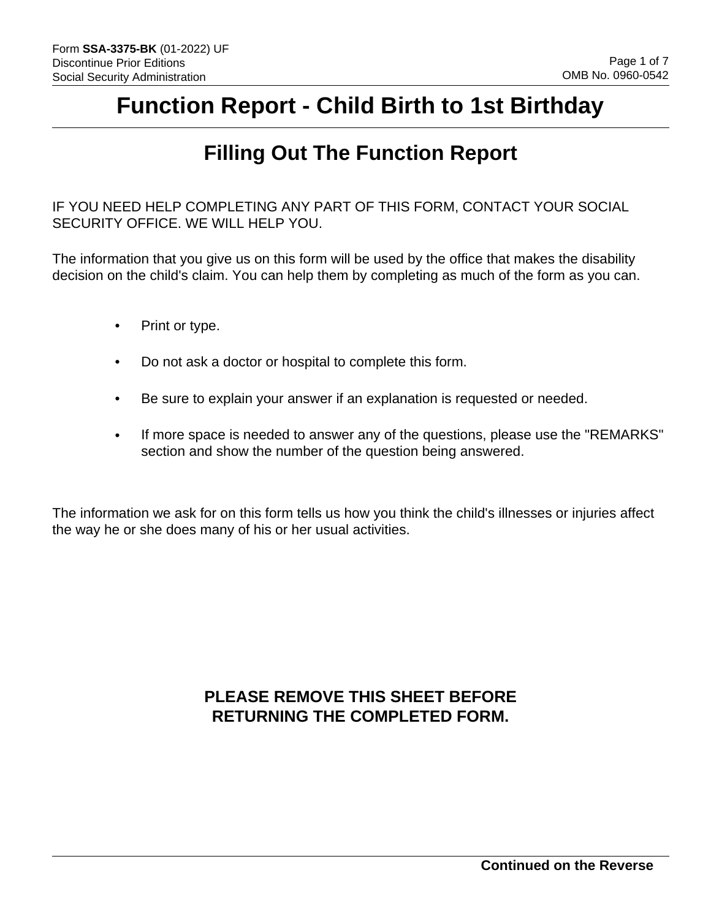# Function Report - Child Birth to 1st Birthday

## Filling Out The Function Report

IF YOU NEED HELP COMPLETING ANY PART OF THIS FORM, CONTACT YOUR SOCIAL SECURITY OFFICE. WE WILL HELP YOU.

The information that you give us on this form will be used by the office that makes the disability decision on the child's claim. You can help them by completing as much of the form as you can.

- Print or type.
- Do not ask a doctor or hospital to complete this form.
- Be sure to explain your answer if an explanation is requested or needed.
- If more space is needed to answer any of the questions, please use the "REMARKS" section and show the number of the question being answered.

The information we ask for on this form tells us how you think the child's illnesses or injuries affect the way he or she does many of his or her usual activities.

**PLEASE REMOVE THIS SHEET BEFORE RETURNING THE COMPLETED FORM.**

**Continued on the Reverse**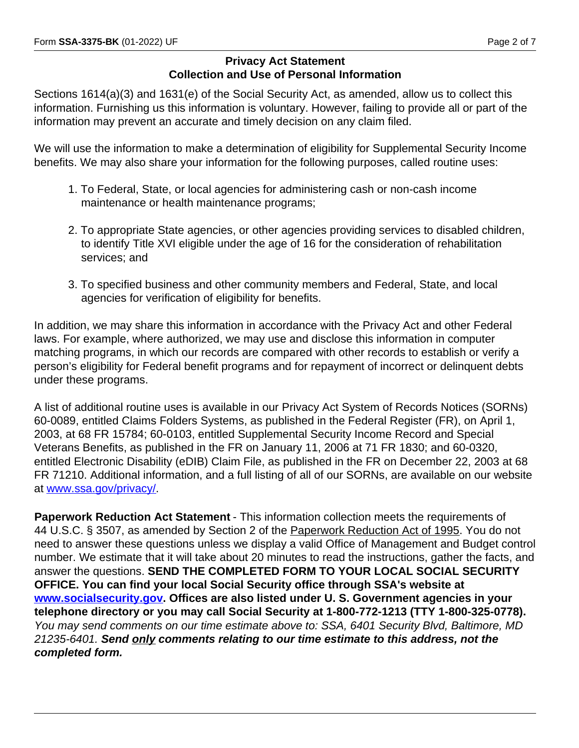## Privacy Act Statement
## Collection and Use of Personal Information

Sections 1614(a)(3) and 1631(e) of the Social Security Act, as amended, allow us to collect this information. Furnishing us this information is voluntary. However, failing to provide all or part of the information may prevent an accurate and timely decision on any claim filed.

We will use the information to make a determination of eligibility for Supplemental Security Income benefits. We may also share your information for the following purposes, called routine uses:

1. To Federal, State, or local agencies for administering cash or non-cash income maintenance or health maintenance programs;

2. To appropriate State agencies, or other agencies providing services to disabled children, to identify Title XVI eligible under the age of 16 for the consideration of rehabilitation services; and

3. To specified business and other community members and Federal, State, and local agencies for verification of eligibility for benefits.

In addition, we may share this information in accordance with the Privacy Act and other Federal laws. For example, where authorized, we may use and disclose this information in computer matching programs, in which our records are compared with other records to establish or verify a person's eligibility for Federal benefit programs and for repayment of incorrect or delinquent debts under these programs.

A list of additional routine uses is available in our Privacy Act System of Records Notices (SORNs) 60-0089, entitled Claims Folders Systems, as published in the Federal Register (FR), on April 1, 2003, at 68 FR 15784; 60-0103, entitled Supplemental Security Income Record and Special Veterans Benefits, as published in the FR on January 11, 2006 at 71 FR 1830; and 60-0320, entitled Electronic Disability (eDIB) Claim File, as published in the FR on December 22, 2003 at 68 FR 71210. Additional information, and a full listing of all of our SORNs, are available on our website at [www.ssa.gov/privacy/](www.ssa.gov/privacy/).

**Paperwork Reduction Act Statement** - This information collection meets the requirements of 44 U.S.C. § 3507, as amended by Section 2 of the Paperwork Reduction Act of 1995. You do not need to answer these questions unless we display a valid Office of Management and Budget control number. We estimate that it will take about 20 minutes to read the instructions, gather the facts, and answer the questions. **SEND THE COMPLETED FORM TO YOUR LOCAL SOCIAL SECURITY OFFICE. You can find your local Social Security office through SSA's website at [www.socialsecurity.gov](www.socialsecurity.gov). Offices are also listed under U. S. Government agencies in your telephone directory or you may call Social Security at 1-800-772-1213 (TTY 1-800-325-0778).** *You may send comments on our time estimate above to: SSA, 6401 Security Blvd, Baltimore, MD 21235-6401.* ***Send only comments relating to our time estimate to this address, not the completed form.***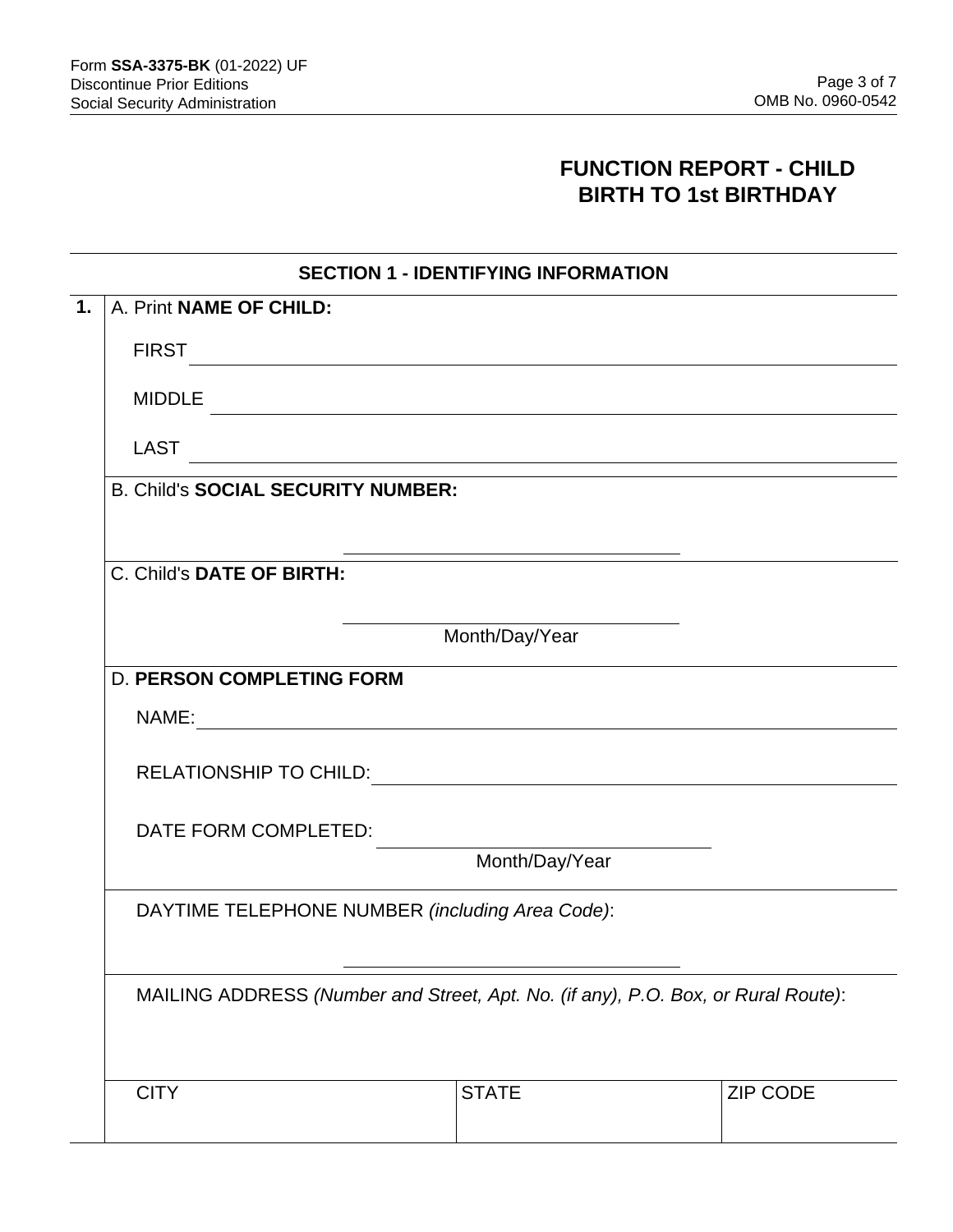Form **SSA-3375-BK** (01-2022) UF
Discontinue Prior Editions
Social Security Administration

OMB No. 0960-0542

# FUNCTION REPORT - CHILD BIRTH TO 1st BIRTHDAY

## SECTION 1 - IDENTIFYING INFORMATION

**1.** A. Print **NAME OF CHILD:**

FIRST \_\_\_\_\_\_\_\_\_\_\_\_\_\_\_\_\_\_\_\_\_\_\_\_\_\_\_\_\_\_\_\_

MIDDLE \_\_\_\_\_\_\_\_\_\_\_\_\_\_\_\_\_\_\_\_\_\_\_\_\_\_\_\_\_\_\_\_

LAST \_\_\_\_\_\_\_\_\_\_\_\_\_\_\_\_\_\_\_\_\_\_\_\_\_\_\_\_\_\_\_\_

B. Child's **SOCIAL SECURITY NUMBER:**

\_\_\_\_\_\_\_\_\_\_\_\_\_\_\_\_\_\_\_\_

C. Child's **DATE OF BIRTH:**

\_\_\_\_\_\_\_\_\_\_\_\_\_\_\_\_\_\_\_\_
Month/Day/Year

D. **PERSON COMPLETING FORM**

NAME: \_\_\_\_\_\_\_\_\_\_\_\_\_\_\_\_\_\_\_\_\_\_\_\_\_\_\_\_\_\_\_\_

RELATIONSHIP TO CHILD: \_\_\_\_\_\_\_\_\_\_\_\_\_\_\_\_\_\_\_\_\_\_\_\_\_\_\_\_\_\_\_\_

DATE FORM COMPLETED: \_\_\_\_\_\_\_\_\_\_\_\_\_\_\_\_\_\_\_\_
Month/Day/Year

DAYTIME TELEPHONE NUMBER *(including Area Code)*:

\_\_\_\_\_\_\_\_\_\_\_\_\_\_\_\_\_\_\_\_

MAILING ADDRESS *(Number and Street, Apt. No. (if any), P.O. Box, or Rural Route)*:

| CITY | STATE | ZIP CODE |
|---|---|---|
| | | |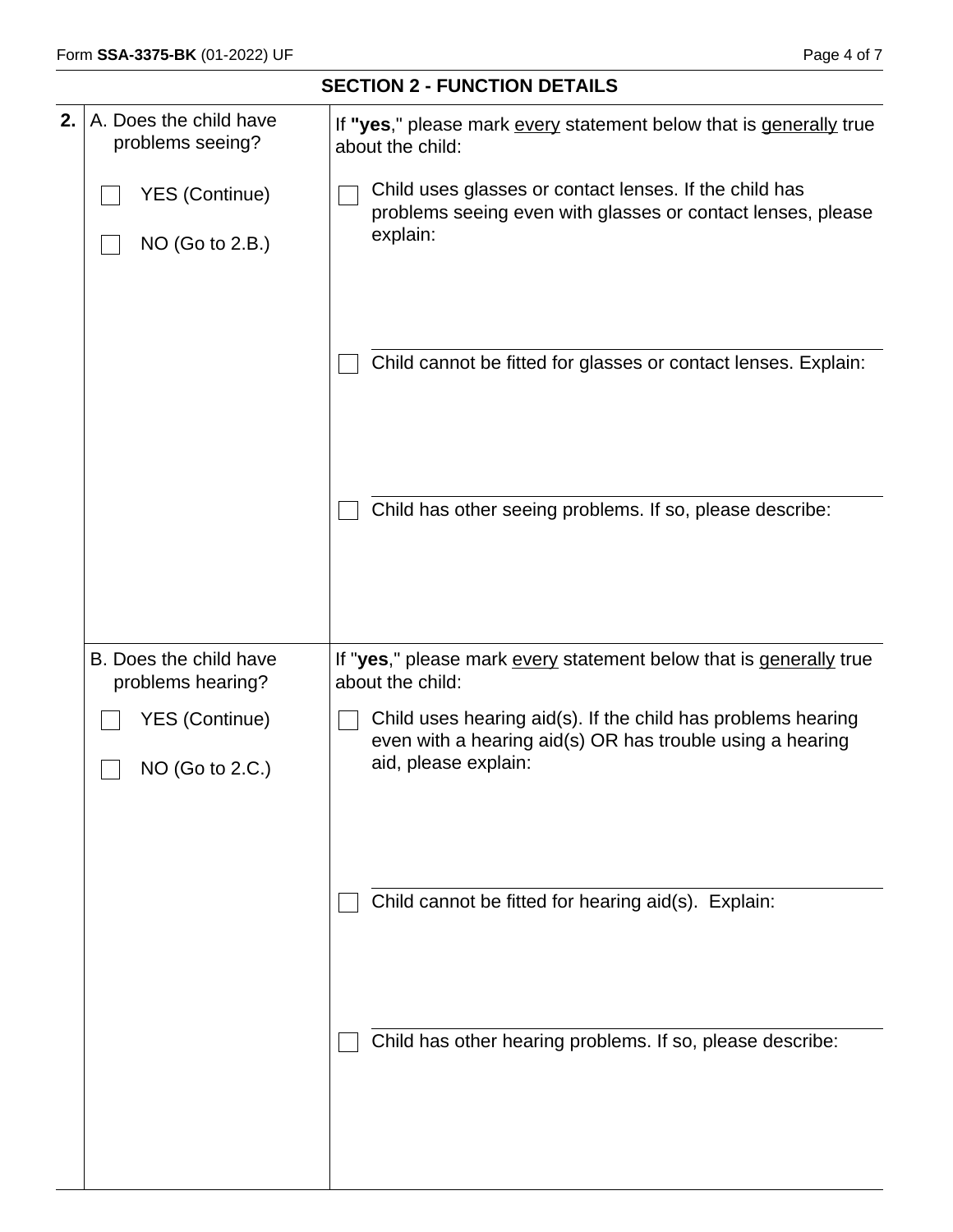## SECTION 2 - FUNCTION DETAILS

**2.** A. Does the child have problems seeing?

- [ ] YES (Continue)
- [ ] NO (Go to 2.B.)

If **"yes**," please mark every statement below that is generally true about the child:

- [ ] Child uses glasses or contact lenses. If the child has problems seeing even with glasses or contact lenses, please explain:

- [ ] Child cannot be fitted for glasses or contact lenses. Explain:

- [ ] Child has other seeing problems. If so, please describe:

B. Does the child have problems hearing?

- [ ] YES (Continue)
- [ ] NO (Go to 2.C.)

If "**yes**," please mark every statement below that is generally true about the child:

- [ ] Child uses hearing aid(s). If the child has problems hearing even with a hearing aid(s) OR has trouble using a hearing aid, please explain:

- [ ] Child cannot be fitted for hearing aid(s). Explain:

- [ ] Child has other hearing problems. If so, please describe: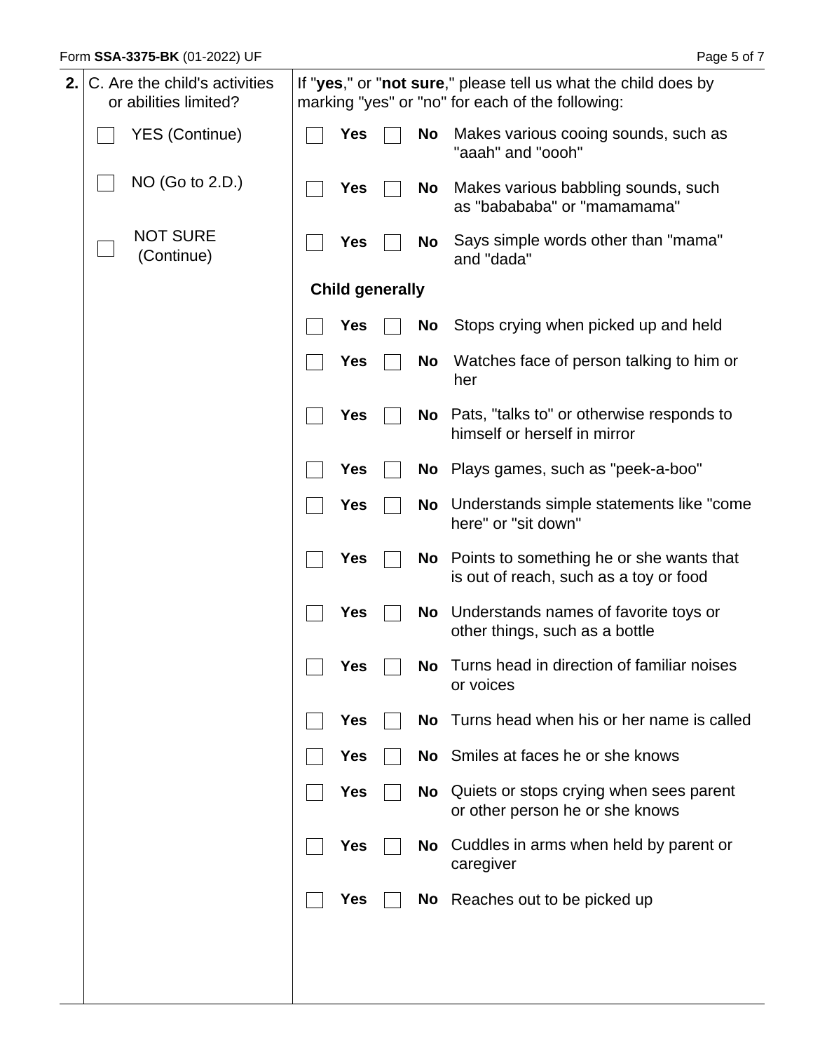**2.** C. Are the child's activities or abilities limited?

- [ ] YES (Continue)
- [ ] NO (Go to 2.D.)
- [ ] NOT SURE (Continue)

If "**yes**," or "**not sure**," please tell us what the child does by marking "yes" or "no" for each of the following:

| Yes | No | |
|---|---|---|
| ☐ **Yes** | ☐ **No** | Makes various cooing sounds, such as "aaah" and "oooh" |
| ☐ **Yes** | ☐ **No** | Makes various babbling sounds, such as "babababa" or "mamamama" |
| ☐ **Yes** | ☐ **No** | Says simple words other than "mama" and "dada" |

**Child generally**

| Yes | No | |
|---|---|---|
| ☐ **Yes** | ☐ **No** | Stops crying when picked up and held |
| ☐ **Yes** | ☐ **No** | Watches face of person talking to him or her |
| ☐ **Yes** | ☐ **No** | Pats, "talks to" or otherwise responds to himself or herself in mirror |
| ☐ **Yes** | ☐ **No** | Plays games, such as "peek-a-boo" |
| ☐ **Yes** | ☐ **No** | Understands simple statements like "come here" or "sit down" |
| ☐ **Yes** | ☐ **No** | Points to something he or she wants that is out of reach, such as a toy or food |
| ☐ **Yes** | ☐ **No** | Understands names of favorite toys or other things, such as a bottle |
| ☐ **Yes** | ☐ **No** | Turns head in direction of familiar noises or voices |
| ☐ **Yes** | ☐ **No** | Turns head when his or her name is called |
| ☐ **Yes** | ☐ **No** | Smiles at faces he or she knows |
| ☐ **Yes** | ☐ **No** | Quiets or stops crying when sees parent or other person he or she knows |
| ☐ **Yes** | ☐ **No** | Cuddles in arms when held by parent or caregiver |
| ☐ **Yes** | ☐ **No** | Reaches out to be picked up |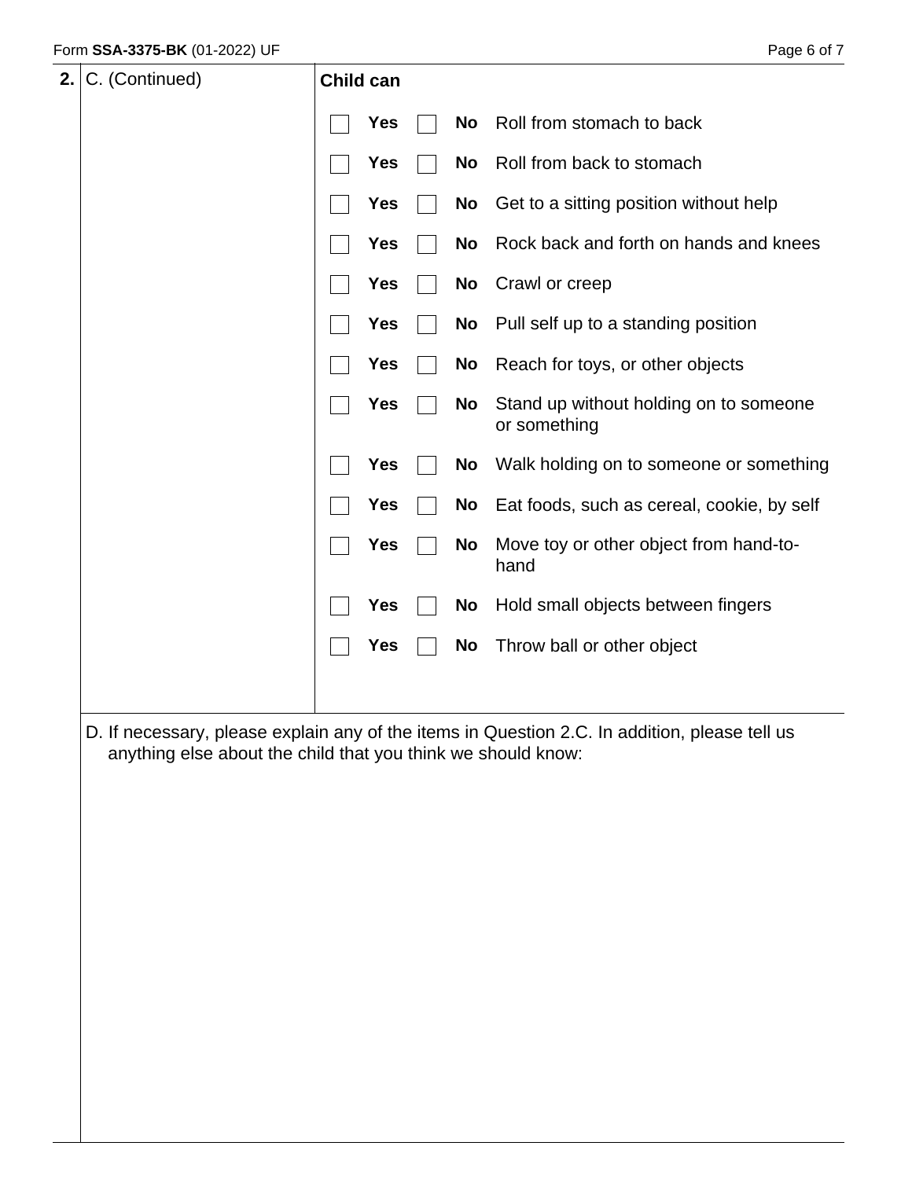**2.** C. (Continued)

**Child can**

| Yes | No | |
|---|---|---|
| ☐ **Yes** | ☐ **No** | Roll from stomach to back |
| ☐ **Yes** | ☐ **No** | Roll from back to stomach |
| ☐ **Yes** | ☐ **No** | Get to a sitting position without help |
| ☐ **Yes** | ☐ **No** | Rock back and forth on hands and knees |
| ☐ **Yes** | ☐ **No** | Crawl or creep |
| ☐ **Yes** | ☐ **No** | Pull self up to a standing position |
| ☐ **Yes** | ☐ **No** | Reach for toys, or other objects |
| ☐ **Yes** | ☐ **No** | Stand up without holding on to someone or something |
| ☐ **Yes** | ☐ **No** | Walk holding on to someone or something |
| ☐ **Yes** | ☐ **No** | Eat foods, such as cereal, cookie, by self |
| ☐ **Yes** | ☐ **No** | Move toy or other object from hand-to-hand |
| ☐ **Yes** | ☐ **No** | Hold small objects between fingers |
| ☐ **Yes** | ☐ **No** | Throw ball or other object |

D. If necessary, please explain any of the items in Question 2.C. In addition, please tell us anything else about the child that you think we should know: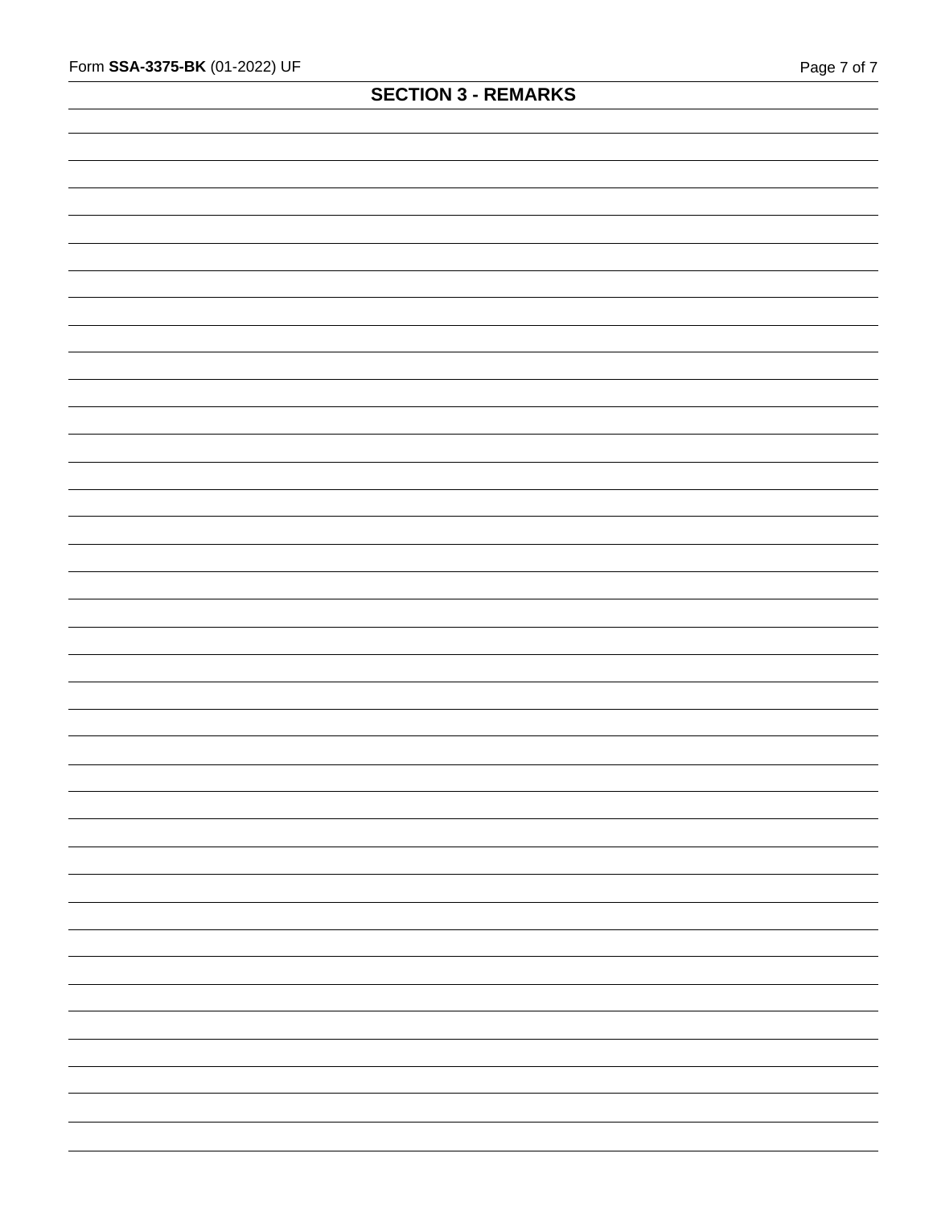## SECTION 3 - REMARKS